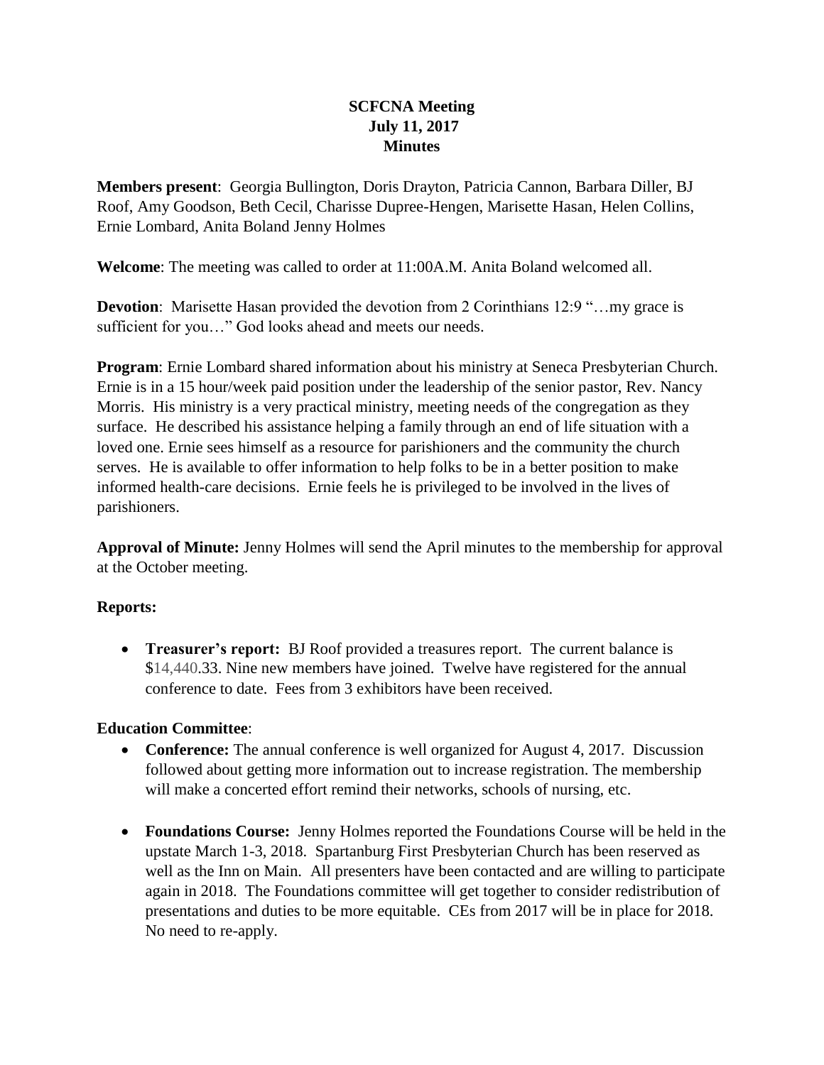**SCFCNA Meeting**
**July 11, 2017**
**Minutes**

**Members present**: Georgia Bullington, Doris Drayton, Patricia Cannon, Barbara Diller, BJ Roof, Amy Goodson, Beth Cecil, Charisse Dupree-Hengen, Marisette Hasan, Helen Collins, Ernie Lombard, Anita Boland Jenny Holmes

**Welcome**: The meeting was called to order at 11:00A.M. Anita Boland welcomed all.

**Devotion**: Marisette Hasan provided the devotion from 2 Corinthians 12:9 "…my grace is sufficient for you…" God looks ahead and meets our needs.

**Program**: Ernie Lombard shared information about his ministry at Seneca Presbyterian Church. Ernie is in a 15 hour/week paid position under the leadership of the senior pastor, Rev. Nancy Morris. His ministry is a very practical ministry, meeting needs of the congregation as they surface. He described his assistance helping a family through an end of life situation with a loved one. Ernie sees himself as a resource for parishioners and the community the church serves. He is available to offer information to help folks to be in a better position to make informed health-care decisions. Ernie feels he is privileged to be involved in the lives of parishioners.

**Approval of Minute:** Jenny Holmes will send the April minutes to the membership for approval at the October meeting.

**Reports:**

- **Treasurer's report:** BJ Roof provided a treasures report. The current balance is $14,440.33. Nine new members have joined. Twelve have registered for the annual conference to date. Fees from 3 exhibitors have been received.

**Education Committee**:

- **Conference:** The annual conference is well organized for August 4, 2017. Discussion followed about getting more information out to increase registration. The membership will make a concerted effort remind their networks, schools of nursing, etc.

- **Foundations Course:** Jenny Holmes reported the Foundations Course will be held in the upstate March 1-3, 2018. Spartanburg First Presbyterian Church has been reserved as well as the Inn on Main. All presenters have been contacted and are willing to participate again in 2018. The Foundations committee will get together to consider redistribution of presentations and duties to be more equitable. CEs from 2017 will be in place for 2018. No need to re-apply.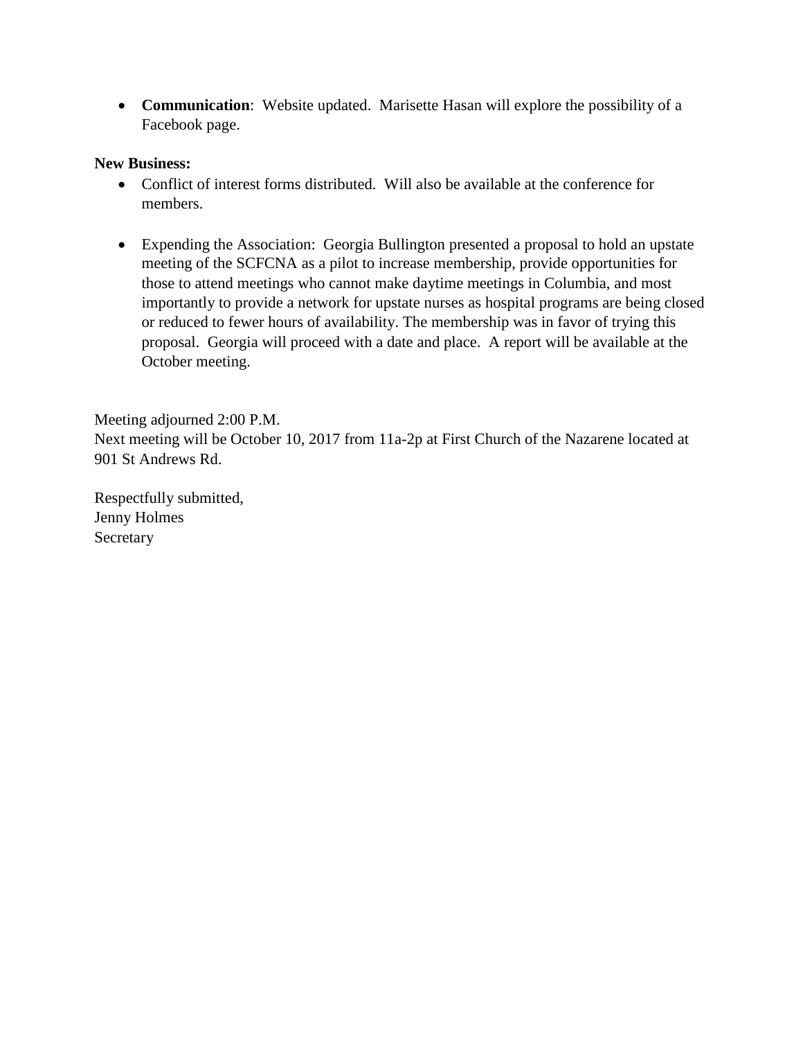- **Communication**: Website updated. Marisette Hasan will explore the possibility of a Facebook page.

**New Business:**

- Conflict of interest forms distributed. Will also be available at the conference for members.

- Expending the Association: Georgia Bullington presented a proposal to hold an upstate meeting of the SCFCNA as a pilot to increase membership, provide opportunities for those to attend meetings who cannot make daytime meetings in Columbia, and most importantly to provide a network for upstate nurses as hospital programs are being closed or reduced to fewer hours of availability. The membership was in favor of trying this proposal. Georgia will proceed with a date and place. A report will be available at the October meeting.

Meeting adjourned 2:00 P.M.
Next meeting will be October 10, 2017 from 11a-2p at First Church of the Nazarene located at 901 St Andrews Rd.

Respectfully submitted,
Jenny Holmes
Secretary